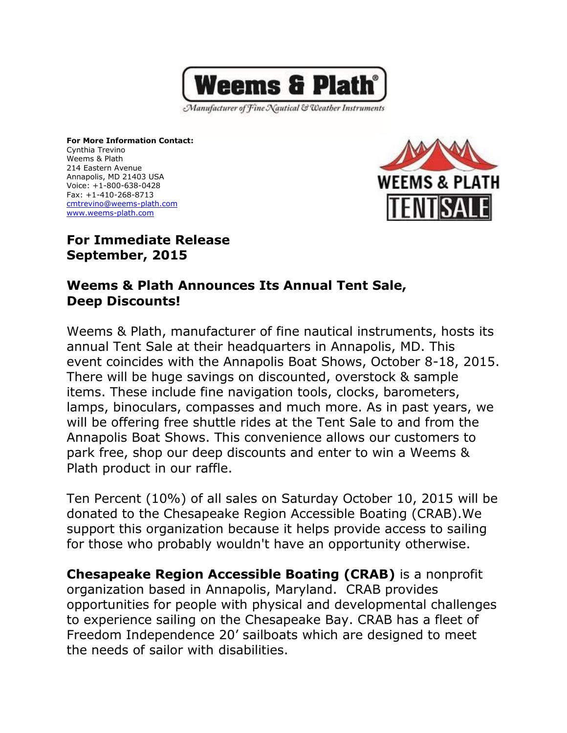Weems & Plath®

*Manufacturer of Fine Nautical & Weather Instruments*

**For More Information Contact:**
Cynthia Trevino
Weems & Plath
214 Eastern Avenue
Annapolis, MD 21403 USA
Voice: +1-800-638-0428
Fax: +1-410-268-8713
cmtrevino@weems-plath.com
www.weems-plath.com

WEEMS & PLATH TENT SALE

**For Immediate Release**
**September, 2015**

## Weems & Plath Announces Its Annual Tent Sale, Deep Discounts!

Weems & Plath, manufacturer of fine nautical instruments, hosts its annual Tent Sale at their headquarters in Annapolis, MD. This event coincides with the Annapolis Boat Shows, October 8-18, 2015. There will be huge savings on discounted, overstock & sample items. These include fine navigation tools, clocks, barometers, lamps, binoculars, compasses and much more. As in past years, we will be offering free shuttle rides at the Tent Sale to and from the Annapolis Boat Shows. This convenience allows our customers to park free, shop our deep discounts and enter to win a Weems & Plath product in our raffle.

Ten Percent (10%) of all sales on Saturday October 10, 2015 will be donated to the Chesapeake Region Accessible Boating (CRAB).We support this organization because it helps provide access to sailing for those who probably wouldn't have an opportunity otherwise.

**Chesapeake Region Accessible Boating (CRAB)** is a nonprofit organization based in Annapolis, Maryland. CRAB provides opportunities for people with physical and developmental challenges to experience sailing on the Chesapeake Bay. CRAB has a fleet of Freedom Independence 20' sailboats which are designed to meet the needs of sailor with disabilities.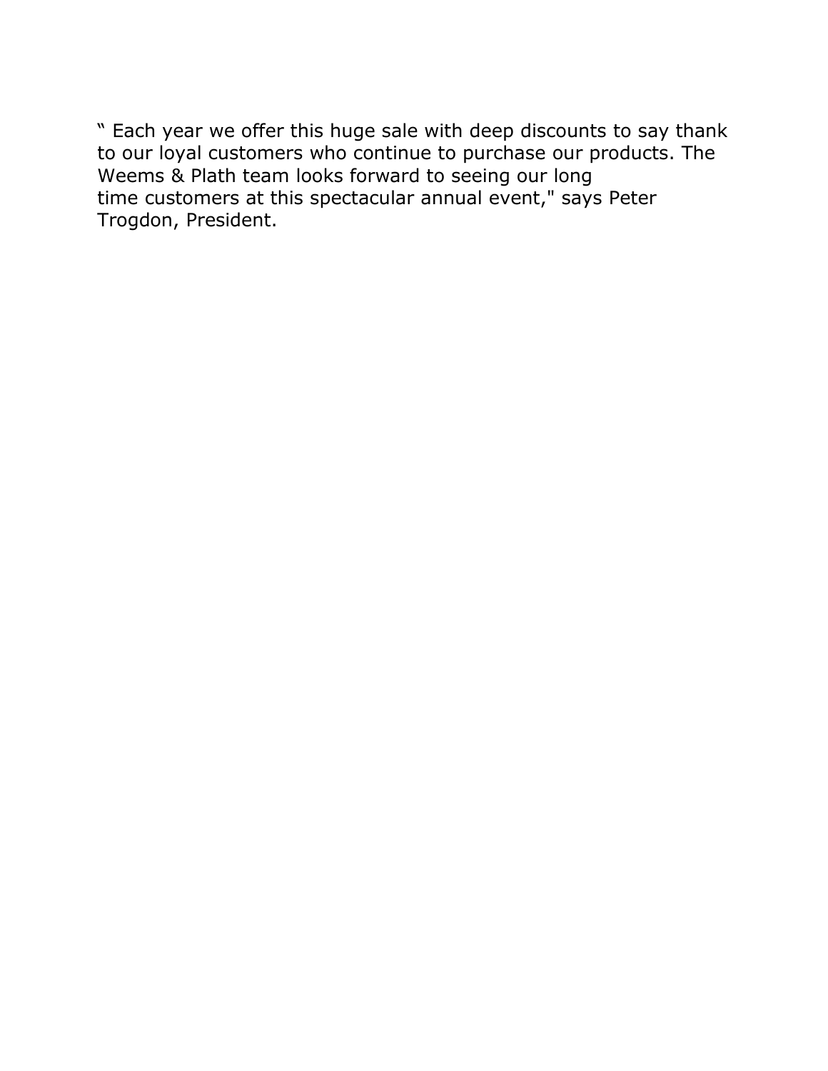" Each year we offer this huge sale with deep discounts to say thank to our loyal customers who continue to purchase our products. The Weems & Plath team looks forward to seeing our long time customers at this spectacular annual event," says Peter Trogdon, President.